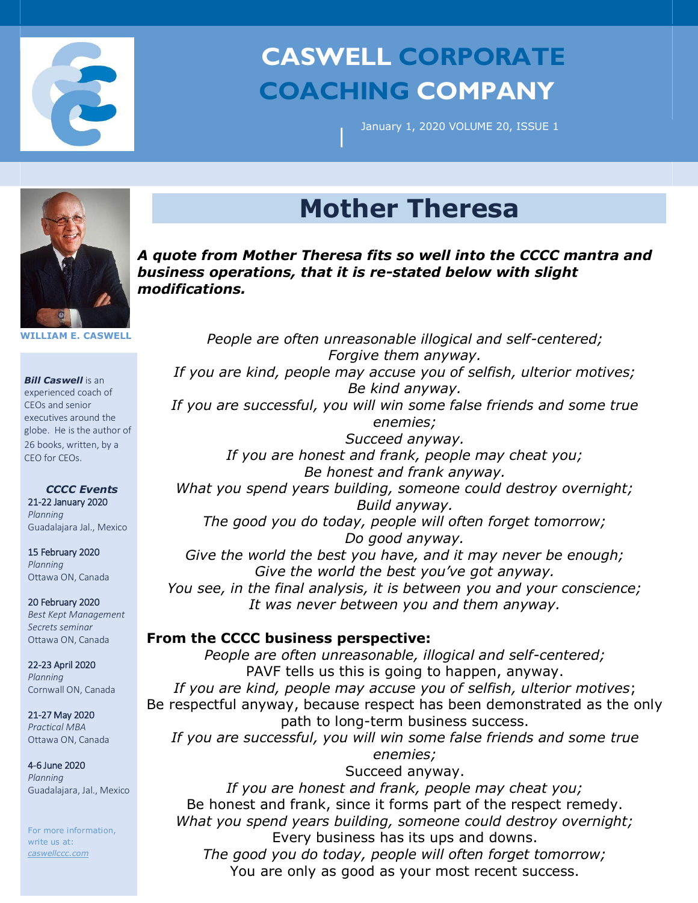# CASWELL CORPORATE COACHING COMPANY

January 1, 2020 VOLUME 20, ISSUE 1

## Mother Theresa

***A quote from Mother Theresa fits so well into the CCCC mantra and business operations, that it is re-stated below with slight modifications.***

*People are often unreasonable illogical and self-centered;*
*Forgive them anyway.*
*If you are kind, people may accuse you of selfish, ulterior motives;*
*Be kind anyway.*
*If you are successful, you will win some false friends and some true enemies;*
*Succeed anyway.*
*If you are honest and frank, people may cheat you;*
*Be honest and frank anyway.*
*What you spend years building, someone could destroy overnight;*
*Build anyway.*
*The good you do today, people will often forget tomorrow;*
*Do good anyway.*
*Give the world the best you have, and it may never be enough;*
*Give the world the best you've got anyway.*
*You see, in the final analysis, it is between you and your conscience;*
*It was never between you and them anyway.*

**From the CCCC business perspective:**

*People are often unreasonable, illogical and self-centered;*
PAVF tells us this is going to happen, anyway.
*If you are kind, people may accuse you of selfish, ulterior motives*;
Be respectful anyway, because respect has been demonstrated as the only path to long-term business success.
*If you are successful, you will win some false friends and some true enemies;*
Succeed anyway.
*If you are honest and frank, people may cheat you;*
Be honest and frank, since it forms part of the respect remedy.
*What you spend years building, someone could destroy overnight;*
Every business has its ups and downs.
*The good you do today, people will often forget tomorrow;*
You are only as good as your most recent success.

**WILLIAM E. CASWELL**

***Bill Caswell*** is an experienced coach of CEOs and senior executives around the globe. He is the author of 26 books, written, by a CEO for CEOs.

***CCCC Events***

21-22 January 2020
*Planning*
Guadalajara Jal., Mexico

15 February 2020
*Planning*
Ottawa ON, Canada

20 February 2020
*Best Kept Management Secrets seminar*
Ottawa ON, Canada

22-23 April 2020
*Planning*
Cornwall ON, Canada

21-27 May 2020
*Practical MBA*
Ottawa ON, Canada

4-6 June 2020
*Planning*
Guadalajara, Jal., Mexico

For more information, write us at: *caswellccc.com*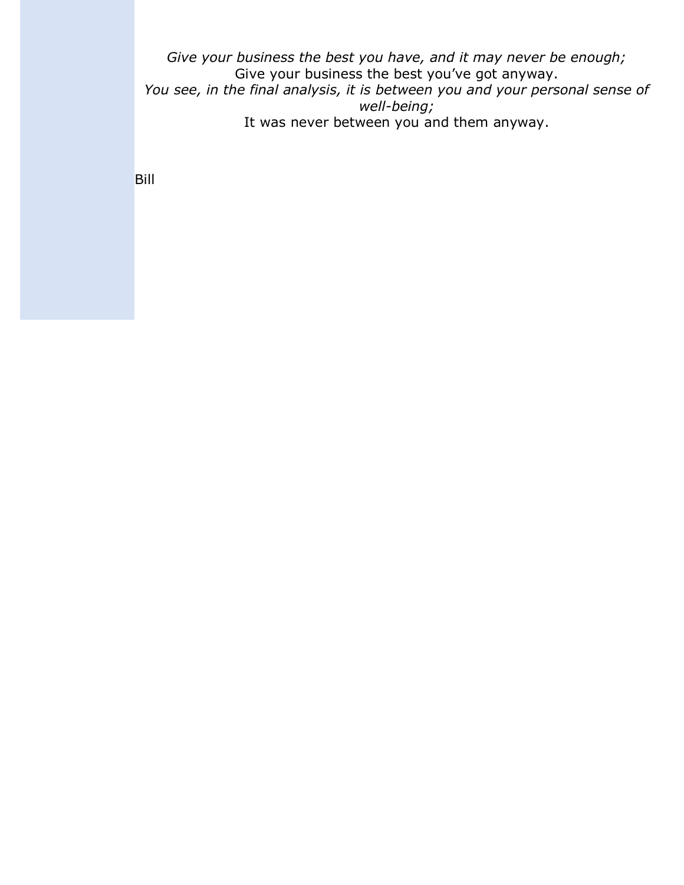*Give your business the best you have, and it may never be enough;*
Give your business the best you've got anyway.
*You see, in the final analysis, it is between you and your personal sense of well-being;*
It was never between you and them anyway.

Bill